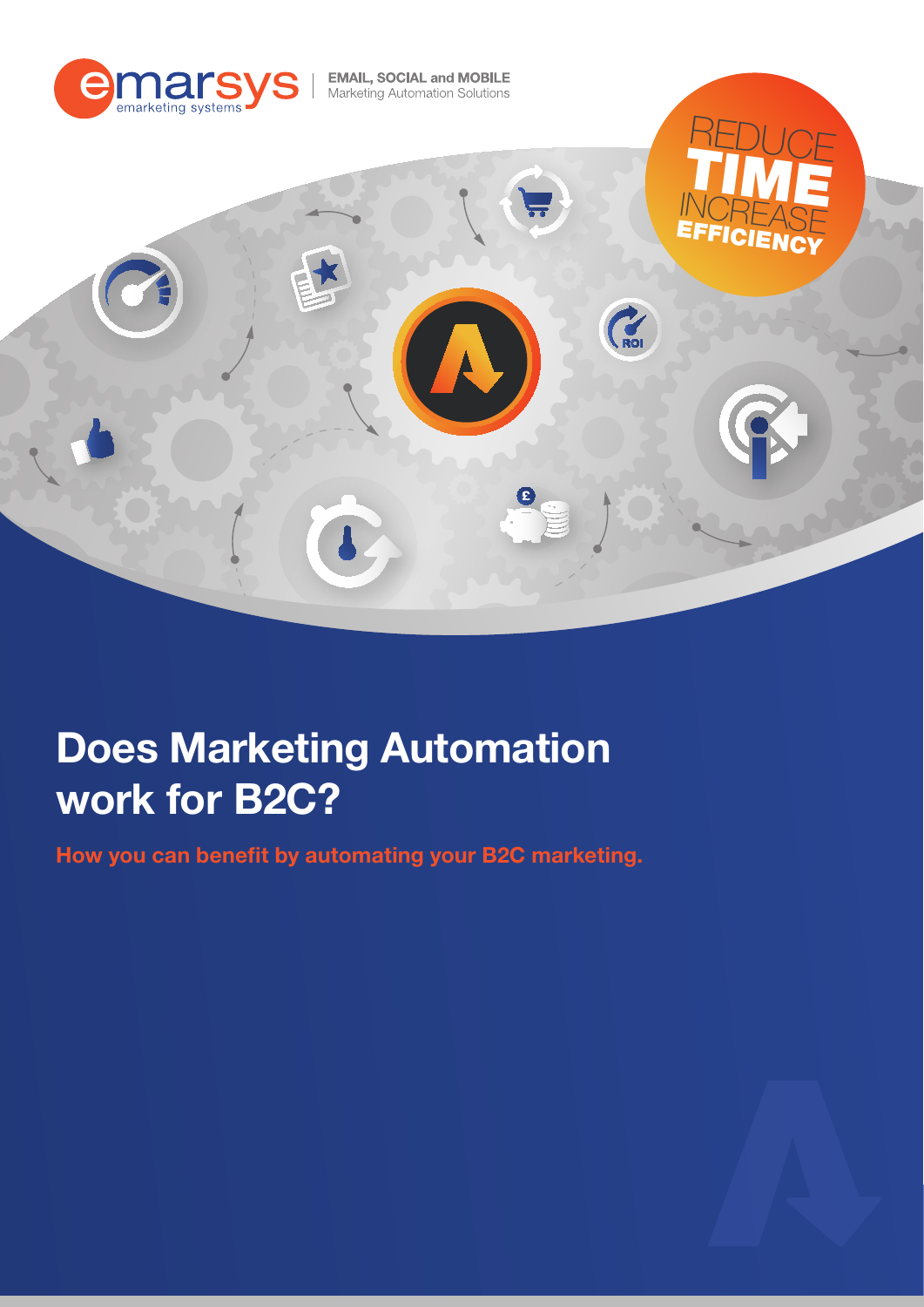emarsys emarketing systems | EMAIL, SOCIAL and MOBILE Marketing Automation Solutions

REDUCE TIME INCREASE EFFICIENCY

# Does Marketing Automation work for B2C?

**How you can benefit by automating your B2C marketing.**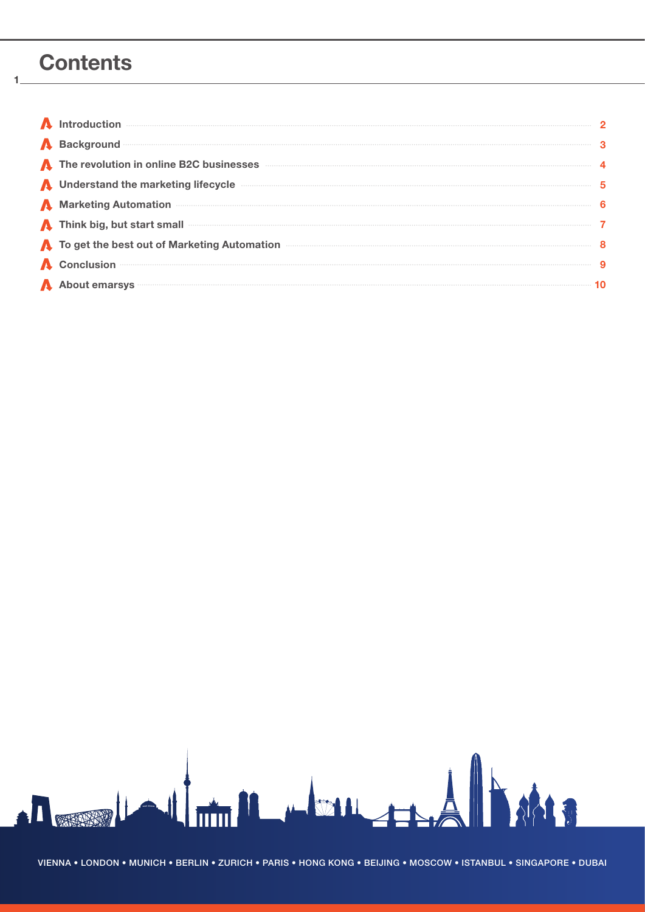# Contents

| | |
|---|---|
| Introduction | 2 |
| Background | 3 |
| The revolution in online B2C businesses | 4 |
| Understand the marketing lifecycle | 5 |
| Marketing Automation | 6 |
| Think big, but start small | 7 |
| To get the best out of Marketing Automation | 8 |
| Conclusion | 9 |
| About emarsys | 10 |

VIENNA • LONDON • MUNICH • BERLIN • ZURICH • PARIS • HONG KONG • BEIJING • MOSCOW • ISTANBUL • SINGAPORE • DUBAI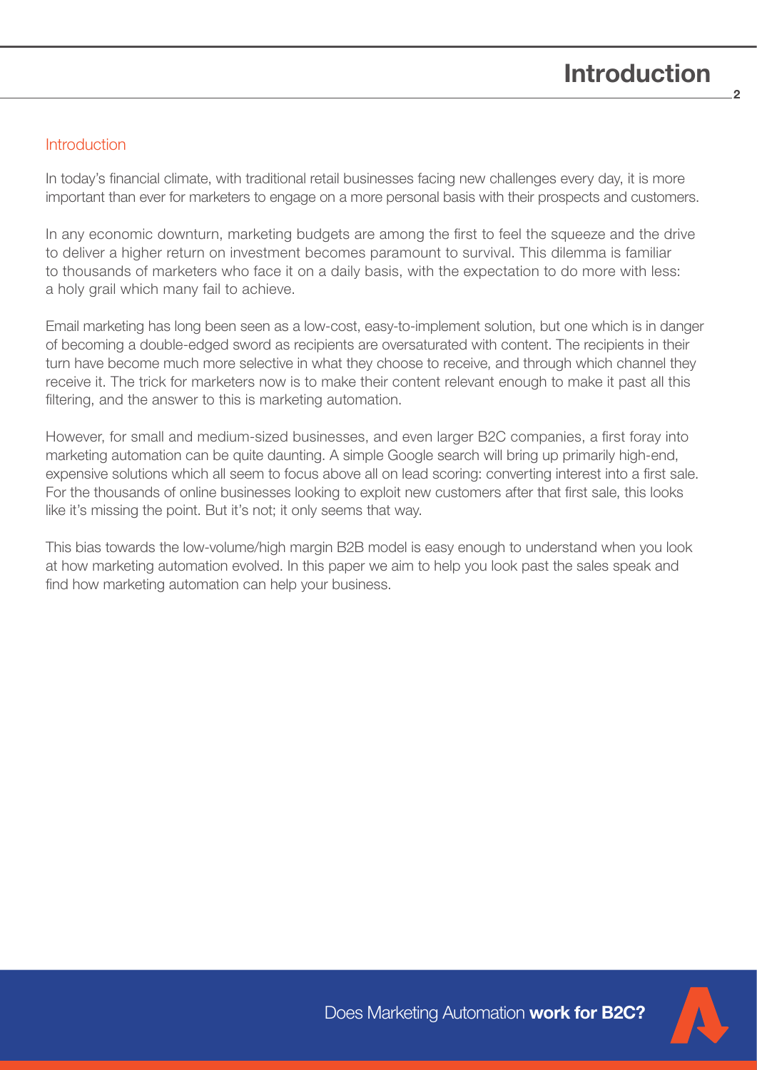# Introduction

## Introduction

In today's financial climate, with traditional retail businesses facing new challenges every day, it is more important than ever for marketers to engage on a more personal basis with their prospects and customers.

In any economic downturn, marketing budgets are among the first to feel the squeeze and the drive to deliver a higher return on investment becomes paramount to survival. This dilemma is familiar to thousands of marketers who face it on a daily basis, with the expectation to do more with less: a holy grail which many fail to achieve.

Email marketing has long been seen as a low-cost, easy-to-implement solution, but one which is in danger of becoming a double-edged sword as recipients are oversaturated with content. The recipients in their turn have become much more selective in what they choose to receive, and through which channel they receive it. The trick for marketers now is to make their content relevant enough to make it past all this filtering, and the answer to this is marketing automation.

However, for small and medium-sized businesses, and even larger B2C companies, a first foray into marketing automation can be quite daunting. A simple Google search will bring up primarily high-end, expensive solutions which all seem to focus above all on lead scoring: converting interest into a first sale. For the thousands of online businesses looking to exploit new customers after that first sale, this looks like it's missing the point. But it's not; it only seems that way.

This bias towards the low-volume/high margin B2B model is easy enough to understand when you look at how marketing automation evolved. In this paper we aim to help you look past the sales speak and find how marketing automation can help your business.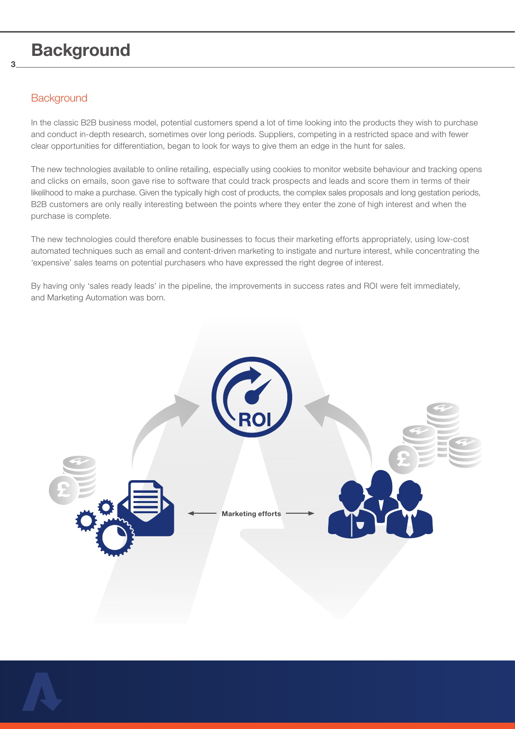# Background

## Background

In the classic B2B business model, potential customers spend a lot of time looking into the products they wish to purchase and conduct in-depth research, sometimes over long periods. Suppliers, competing in a restricted space and with fewer clear opportunities for differentiation, began to look for ways to give them an edge in the hunt for sales.

The new technologies available to online retailing, especially using cookies to monitor website behaviour and tracking opens and clicks on emails, soon gave rise to software that could track prospects and leads and score them in terms of their likelihood to make a purchase. Given the typically high cost of products, the complex sales proposals and long gestation periods, B2B customers are only really interesting between the points where they enter the zone of high interest and when the purchase is complete.

The new technologies could therefore enable businesses to focus their marketing efforts appropriately, using low-cost automated techniques such as email and content-driven marketing to instigate and nurture interest, while concentrating the 'expensive' sales teams on potential purchasers who have expressed the right degree of interest.

By having only 'sales ready leads' in the pipeline, the improvements in success rates and ROI were felt immediately, and Marketing Automation was born.

ROI

Marketing efforts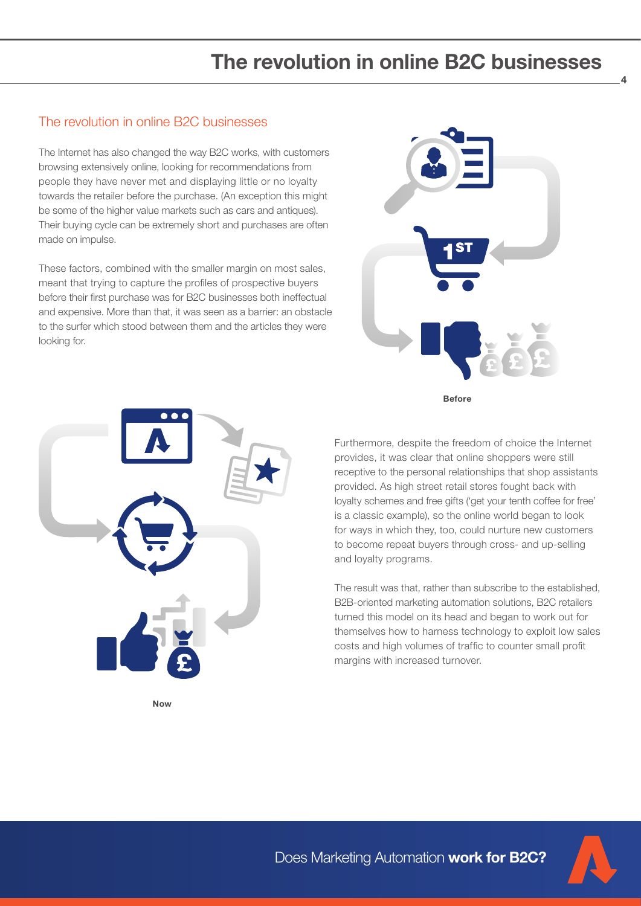## The revolution in online B2C businesses

The Internet has also changed the way B2C works, with customers browsing extensively online, looking for recommendations from people they have never met and displaying little or no loyalty towards the retailer before the purchase. (An exception this might be some of the higher value markets such as cars and antiques). Their buying cycle can be extremely short and purchases are often made on impulse.

These factors, combined with the smaller margin on most sales, meant that trying to capture the profiles of prospective buyers before their first purchase was for B2C businesses both ineffectual and expensive. More than that, it was seen as a barrier: an obstacle to the surfer which stood between them and the articles they were looking for.

**Before**

**Now**

Furthermore, despite the freedom of choice the Internet provides, it was clear that online shoppers were still receptive to the personal relationships that shop assistants provided. As high street retail stores fought back with loyalty schemes and free gifts ('get your tenth coffee for free' is a classic example), so the online world began to look for ways in which they, too, could nurture new customers to become repeat buyers through cross- and up-selling and loyalty programs.

The result was that, rather than subscribe to the established, B2B-oriented marketing automation solutions, B2C retailers turned this model on its head and began to work out for themselves how to harness technology to exploit low sales costs and high volumes of traffic to counter small profit margins with increased turnover.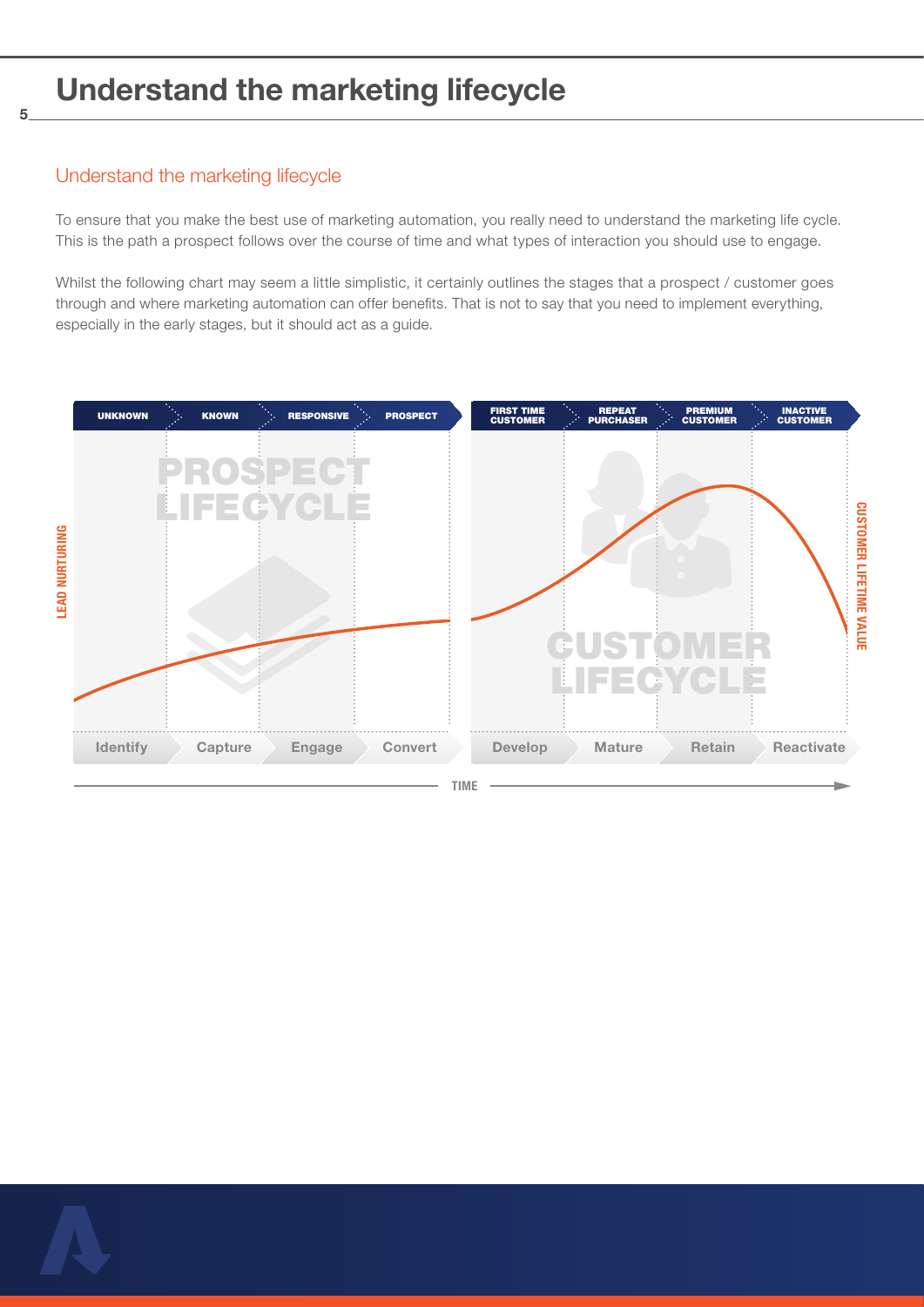# Understand the marketing lifecycle

## Understand the marketing lifecycle

To ensure that you make the best use of marketing automation, you really need to understand the marketing life cycle. This is the path a prospect follows over the course of time and what types of interaction you should use to engage.

Whilst the following chart may seem a little simplistic, it certainly outlines the stages that a prospect / customer goes through and where marketing automation can offer benefits. That is not to say that you need to implement everything, especially in the early stages, but it should act as a guide.

| PROSPECT LIFECYCLE | | | | CUSTOMER LIFECYCLE | | | |
|---|---|---|---|---|---|---|---|
| UNKNOWN | KNOWN | RESPONSIVE | PROSPECT | FIRST TIME CUSTOMER | REPEAT PURCHASER | PREMIUM CUSTOMER | INACTIVE CUSTOMER |
| Identify | Capture | Engage | Convert | Develop | Mature | Retain | Reactivate |

LEAD NURTURING — CUSTOMER LIFETIME VALUE — TIME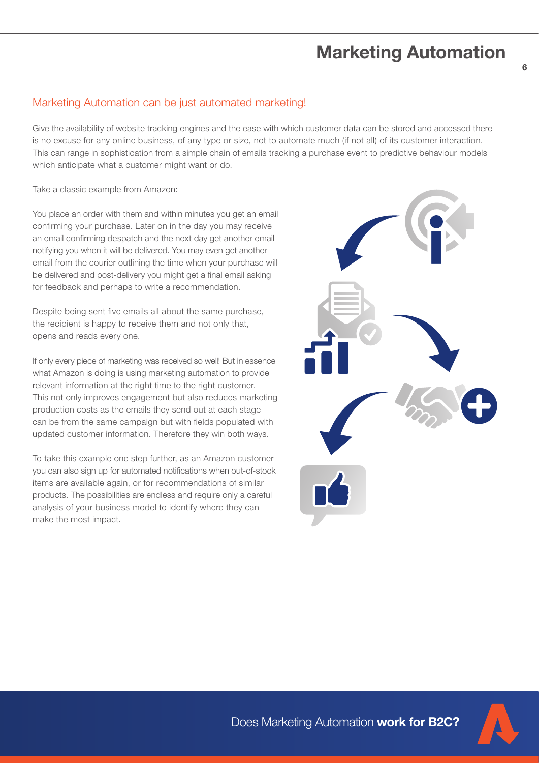## Marketing Automation can be just automated marketing!

Give the availability of website tracking engines and the ease with which customer data can be stored and accessed there is no excuse for any online business, of any type or size, not to automate much (if not all) of its customer interaction. This can range in sophistication from a simple chain of emails tracking a purchase event to predictive behaviour models which anticipate what a customer might want or do.

Take a classic example from Amazon:

You place an order with them and within minutes you get an email confirming your purchase. Later on in the day you may receive an email confirming despatch and the next day get another email notifying you when it will be delivered. You may even get another email from the courier outlining the time when your purchase will be delivered and post-delivery you might get a final email asking for feedback and perhaps to write a recommendation.

Despite being sent five emails all about the same purchase, the recipient is happy to receive them and not only that, opens and reads every one.

If only every piece of marketing was received so well! But in essence what Amazon is doing is using marketing automation to provide relevant information at the right time to the right customer. This not only improves engagement but also reduces marketing production costs as the emails they send out at each stage can be from the same campaign but with fields populated with updated customer information. Therefore they win both ways.

To take this example one step further, as an Amazon customer you can also sign up for automated notifications when out-of-stock items are available again, or for recommendations of similar products. The possibilities are endless and require only a careful analysis of your business model to identify where they can make the most impact.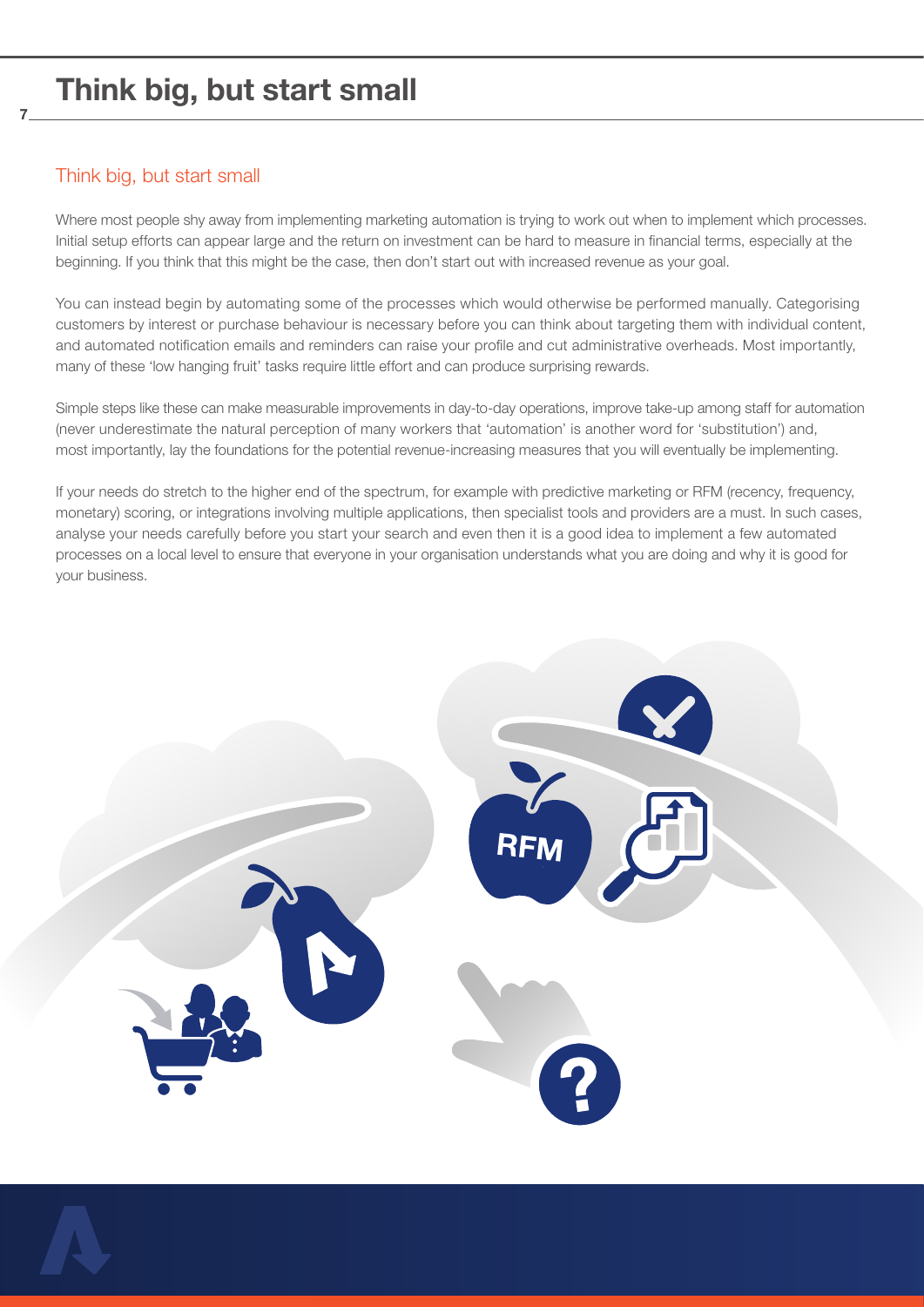# Think big, but start small

## Think big, but start small

Where most people shy away from implementing marketing automation is trying to work out when to implement which processes. Initial setup efforts can appear large and the return on investment can be hard to measure in financial terms, especially at the beginning. If you think that this might be the case, then don't start out with increased revenue as your goal.

You can instead begin by automating some of the processes which would otherwise be performed manually. Categorising customers by interest or purchase behaviour is necessary before you can think about targeting them with individual content, and automated notification emails and reminders can raise your profile and cut administrative overheads. Most importantly, many of these 'low hanging fruit' tasks require little effort and can produce surprising rewards.

Simple steps like these can make measurable improvements in day-to-day operations, improve take-up among staff for automation (never underestimate the natural perception of many workers that 'automation' is another word for 'substitution') and, most importantly, lay the foundations for the potential revenue-increasing measures that you will eventually be implementing.

If your needs do stretch to the higher end of the spectrum, for example with predictive marketing or RFM (recency, frequency, monetary) scoring, or integrations involving multiple applications, then specialist tools and providers are a must. In such cases, analyse your needs carefully before you start your search and even then it is a good idea to implement a few automated processes on a local level to ensure that everyone in your organisation understands what you are doing and why it is good for your business.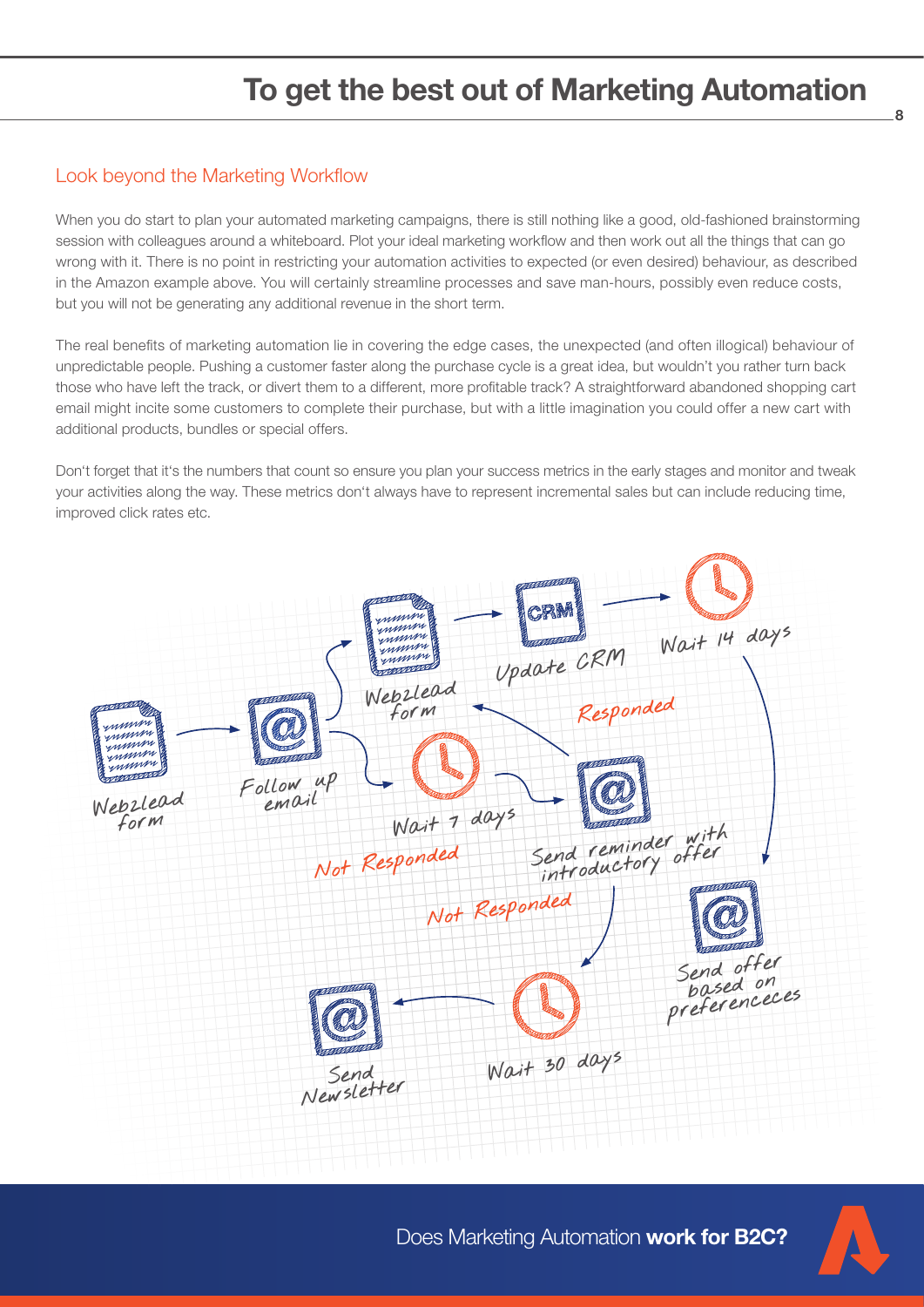# To get the best out of Marketing Automation

## Look beyond the Marketing Workflow

When you do start to plan your automated marketing campaigns, there is still nothing like a good, old-fashioned brainstorming session with colleagues around a whiteboard. Plot your ideal marketing workflow and then work out all the things that can go wrong with it. There is no point in restricting your automation activities to expected (or even desired) behaviour, as described in the Amazon example above. You will certainly streamline processes and save man-hours, possibly even reduce costs, but you will not be generating any additional revenue in the short term.

The real benefits of marketing automation lie in covering the edge cases, the unexpected (and often illogical) behaviour of unpredictable people. Pushing a customer faster along the purchase cycle is a great idea, but wouldn't you rather turn back those who have left the track, or divert them to a different, more profitable track? A straightforward abandoned shopping cart email might incite some customers to complete their purchase, but with a little imagination you could offer a new cart with additional products, bundles or special offers.

Don't forget that it's the numbers that count so ensure you plan your success metrics in the early stages and monitor and tweak your activities along the way. These metrics don't always have to represent incremental sales but can include reducing time, improved click rates etc.

Webzlead form → Follow up email → Webzlead form → Update CRM → Wait 14 days → Send offer based on preferencece

Follow up email → Not Responded → Wait 7 days → Send reminder with introductory offer → Responded → Webzlead form

Send reminder with introductory offer → Not Responded → Wait 30 days → Send Newsletter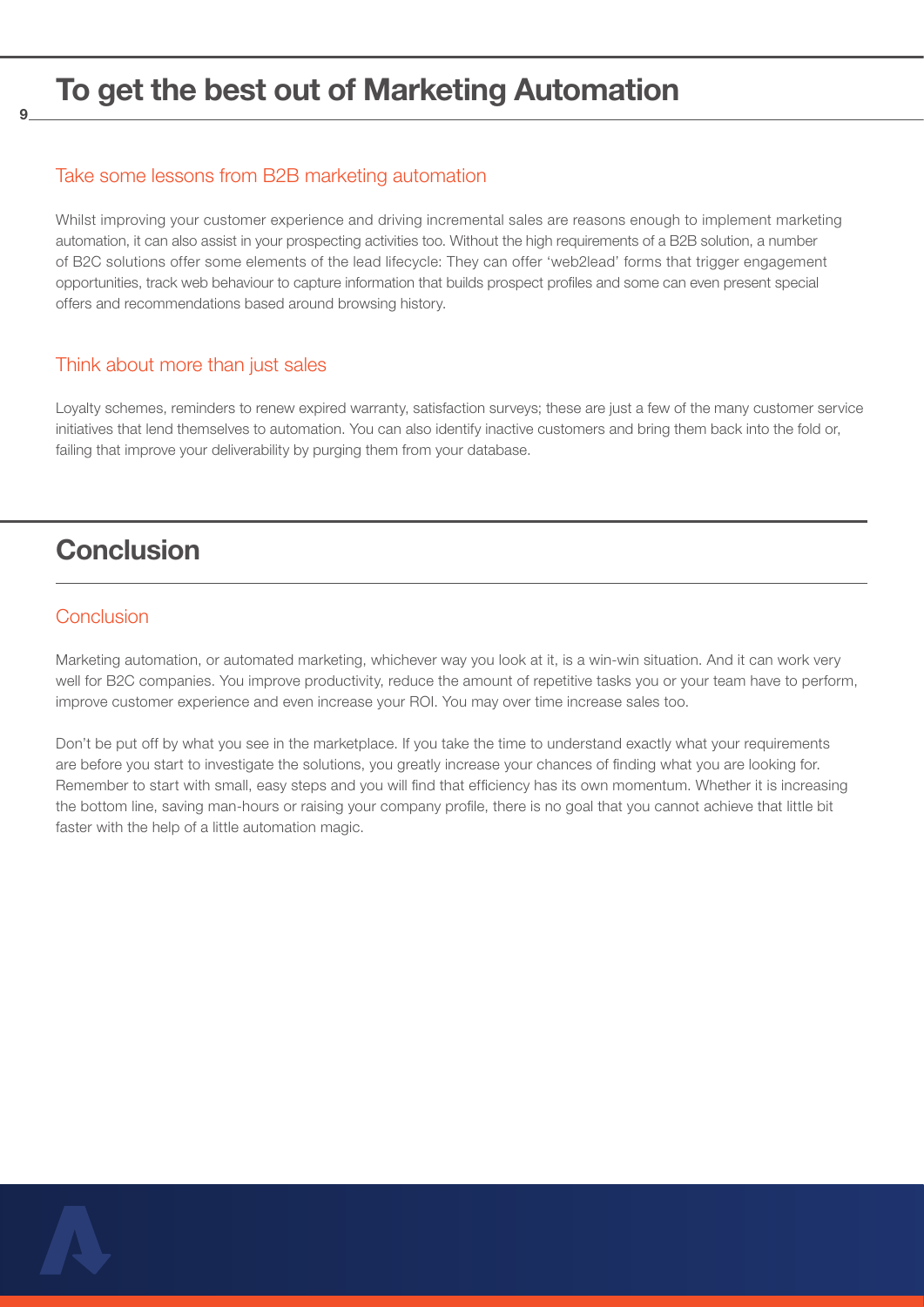# To get the best out of Marketing Automation

## Take some lessons from B2B marketing automation

Whilst improving your customer experience and driving incremental sales are reasons enough to implement marketing automation, it can also assist in your prospecting activities too. Without the high requirements of a B2B solution, a number of B2C solutions offer some elements of the lead lifecycle: They can offer 'web2lead' forms that trigger engagement opportunities, track web behaviour to capture information that builds prospect profiles and some can even present special offers and recommendations based around browsing history.

## Think about more than just sales

Loyalty schemes, reminders to renew expired warranty, satisfaction surveys; these are just a few of the many customer service initiatives that lend themselves to automation. You can also identify inactive customers and bring them back into the fold or, failing that improve your deliverability by purging them from your database.

# Conclusion

## Conclusion

Marketing automation, or automated marketing, whichever way you look at it, is a win-win situation. And it can work very well for B2C companies. You improve productivity, reduce the amount of repetitive tasks you or your team have to perform, improve customer experience and even increase your ROI. You may over time increase sales too.

Don't be put off by what you see in the marketplace. If you take the time to understand exactly what your requirements are before you start to investigate the solutions, you greatly increase your chances of finding what you are looking for. Remember to start with small, easy steps and you will find that efficiency has its own momentum. Whether it is increasing the bottom line, saving man-hours or raising your company profile, there is no goal that you cannot achieve that little bit faster with the help of a little automation magic.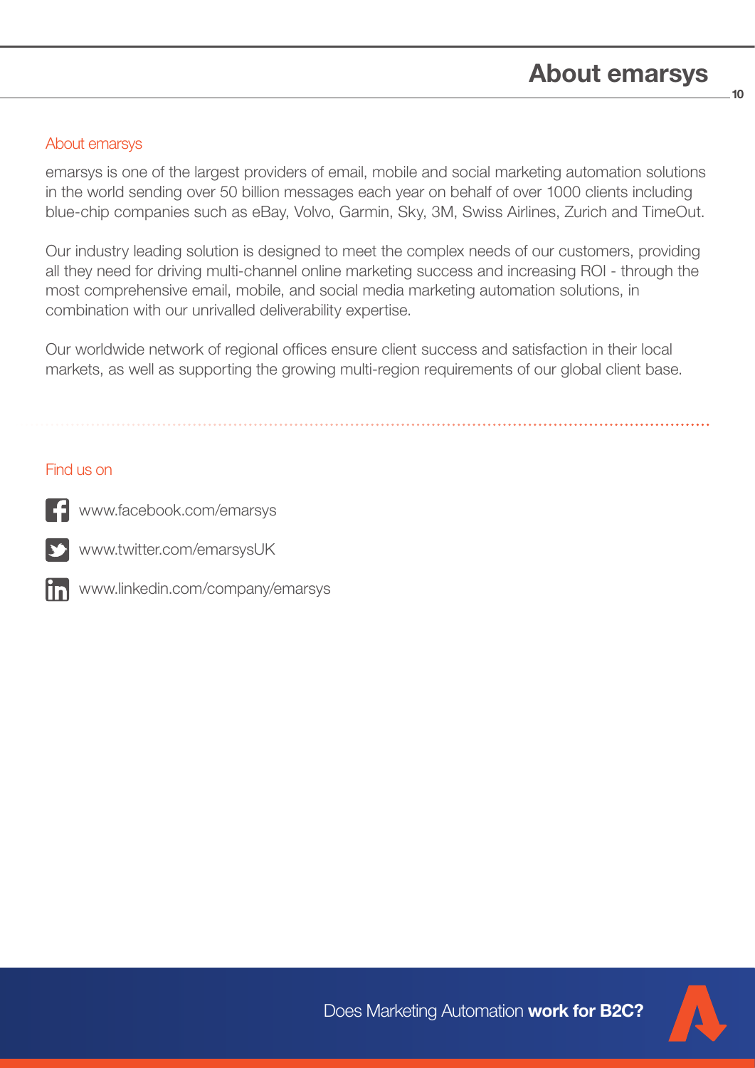# About emarsys

## About emarsys

emarsys is one of the largest providers of email, mobile and social marketing automation solutions in the world sending over 50 billion messages each year on behalf of over 1000 clients including blue-chip companies such as eBay, Volvo, Garmin, Sky, 3M, Swiss Airlines, Zurich and TimeOut.

Our industry leading solution is designed to meet the complex needs of our customers, providing all they need for driving multi-channel online marketing success and increasing ROI - through the most comprehensive email, mobile, and social media marketing automation solutions, in combination with our unrivalled deliverability expertise.

Our worldwide network of regional offices ensure client success and satisfaction in their local markets, as well as supporting the growing multi-region requirements of our global client base.

## Find us on

- www.facebook.com/emarsys
- www.twitter.com/emarsysUK
- www.linkedin.com/company/emarsys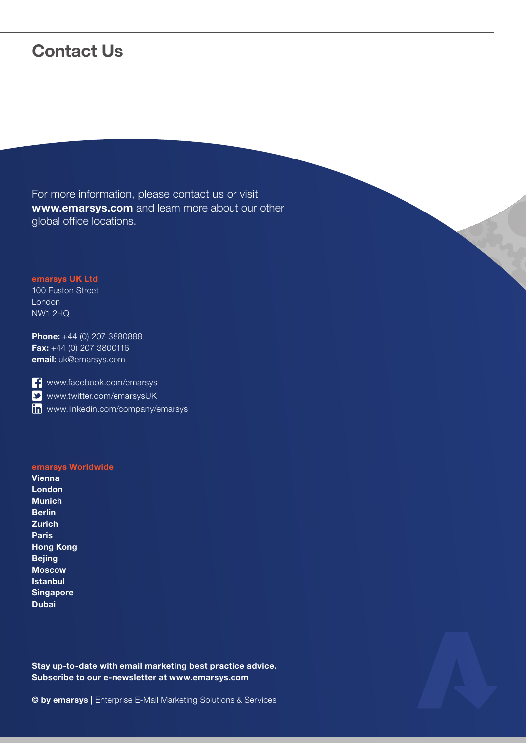# Contact Us

For more information, please contact us or visit **www.emarsys.com** and learn more about our other global office locations.

**emarsys UK Ltd**
100 Euston Street
London
NW1 2HQ

**Phone:** +44 (0) 207 3880888
**Fax:** +44 (0) 207 3800116
**email:** uk@emarsys.com

www.facebook.com/emarsys
www.twitter.com/emarsysUK
www.linkedin.com/company/emarsys

**emarsys Worldwide**
**Vienna**
**London**
**Munich**
**Berlin**
**Zurich**
**Paris**
**Hong Kong**
**Bejing**
**Moscow**
**Istanbul**
**Singapore**
**Dubai**

**Stay up-to-date with email marketing best practice advice.**
**Subscribe to our e-newsletter at www.emarsys.com**

**© by emarsys |** Enterprise E-Mail Marketing Solutions & Services